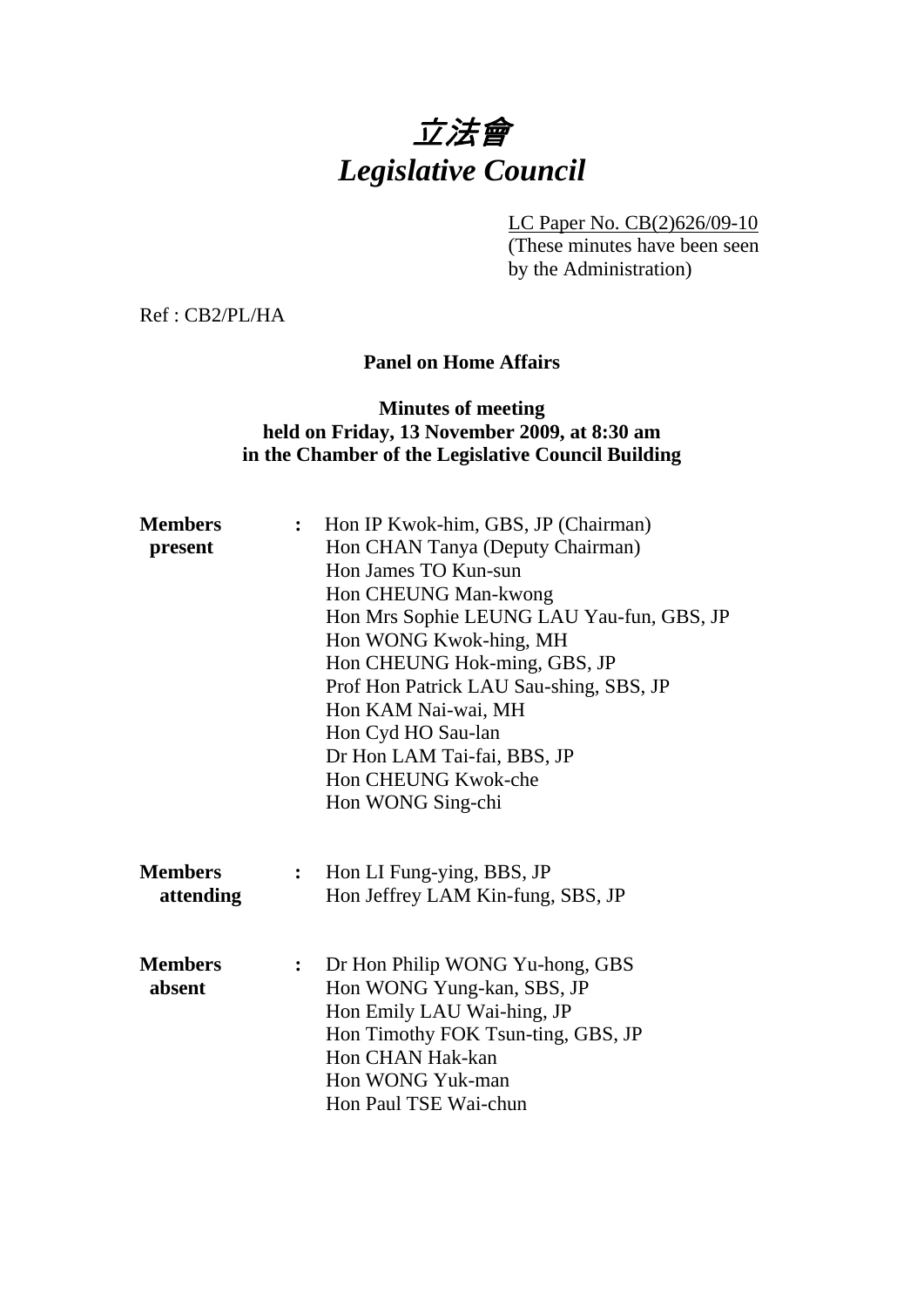# 立法會
# *Legislative Council*

LC Paper No. CB(2)626/09-10
(These minutes have been seen by the Administration)

Ref : CB2/PL/HA

**Panel on Home Affairs**

**Minutes of meeting**
**held on Friday, 13 November 2009, at 8:30 am**
**in the Chamber of the Legislative Council Building**

**Members present** :
Hon IP Kwok-him, GBS, JP (Chairman)
Hon CHAN Tanya (Deputy Chairman)
Hon James TO Kun-sun
Hon CHEUNG Man-kwong
Hon Mrs Sophie LEUNG LAU Yau-fun, GBS, JP
Hon WONG Kwok-hing, MH
Hon CHEUNG Hok-ming, GBS, JP
Prof Hon Patrick LAU Sau-shing, SBS, JP
Hon KAM Nai-wai, MH
Hon Cyd HO Sau-lan
Dr Hon LAM Tai-fai, BBS, JP
Hon CHEUNG Kwok-che
Hon WONG Sing-chi

**Members attending** :
Hon LI Fung-ying, BBS, JP
Hon Jeffrey LAM Kin-fung, SBS, JP

**Members absent** :
Dr Hon Philip WONG Yu-hong, GBS
Hon WONG Yung-kan, SBS, JP
Hon Emily LAU Wai-hing, JP
Hon Timothy FOK Tsun-ting, GBS, JP
Hon CHAN Hak-kan
Hon WONG Yuk-man
Hon Paul TSE Wai-chun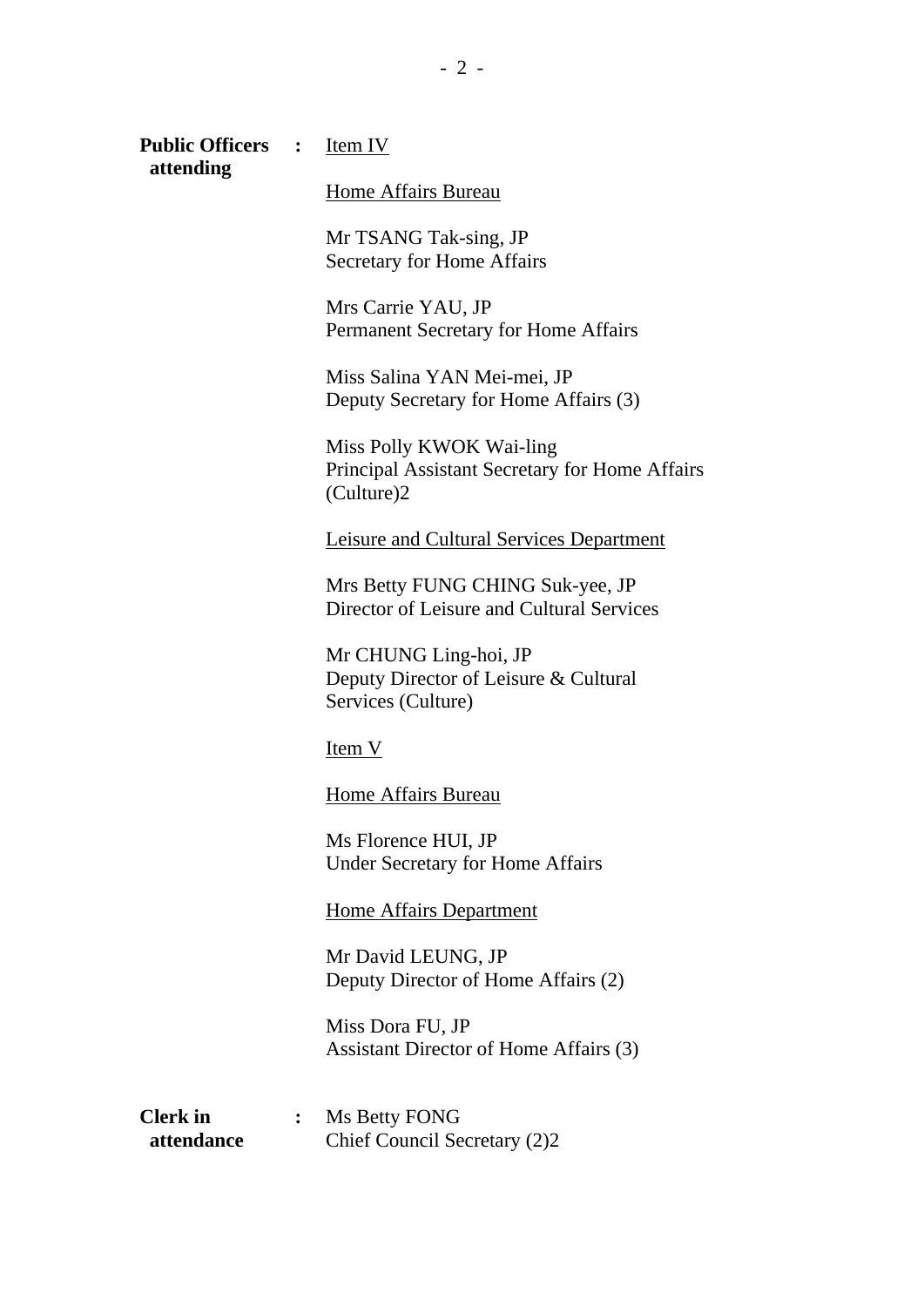**Public Officers attending** : <u>Item IV</u>

<u>Home Affairs Bureau</u>

Mr TSANG Tak-sing, JP
Secretary for Home Affairs

Mrs Carrie YAU, JP
Permanent Secretary for Home Affairs

Miss Salina YAN Mei-mei, JP
Deputy Secretary for Home Affairs (3)

Miss Polly KWOK Wai-ling
Principal Assistant Secretary for Home Affairs (Culture)2

<u>Leisure and Cultural Services Department</u>

Mrs Betty FUNG CHING Suk-yee, JP
Director of Leisure and Cultural Services

Mr CHUNG Ling-hoi, JP
Deputy Director of Leisure & Cultural Services (Culture)

<u>Item V</u>

<u>Home Affairs Bureau</u>

Ms Florence HUI, JP
Under Secretary for Home Affairs

<u>Home Affairs Department</u>

Mr David LEUNG, JP
Deputy Director of Home Affairs (2)

Miss Dora FU, JP
Assistant Director of Home Affairs (3)

**Clerk in attendance** : Ms Betty FONG
Chief Council Secretary (2)2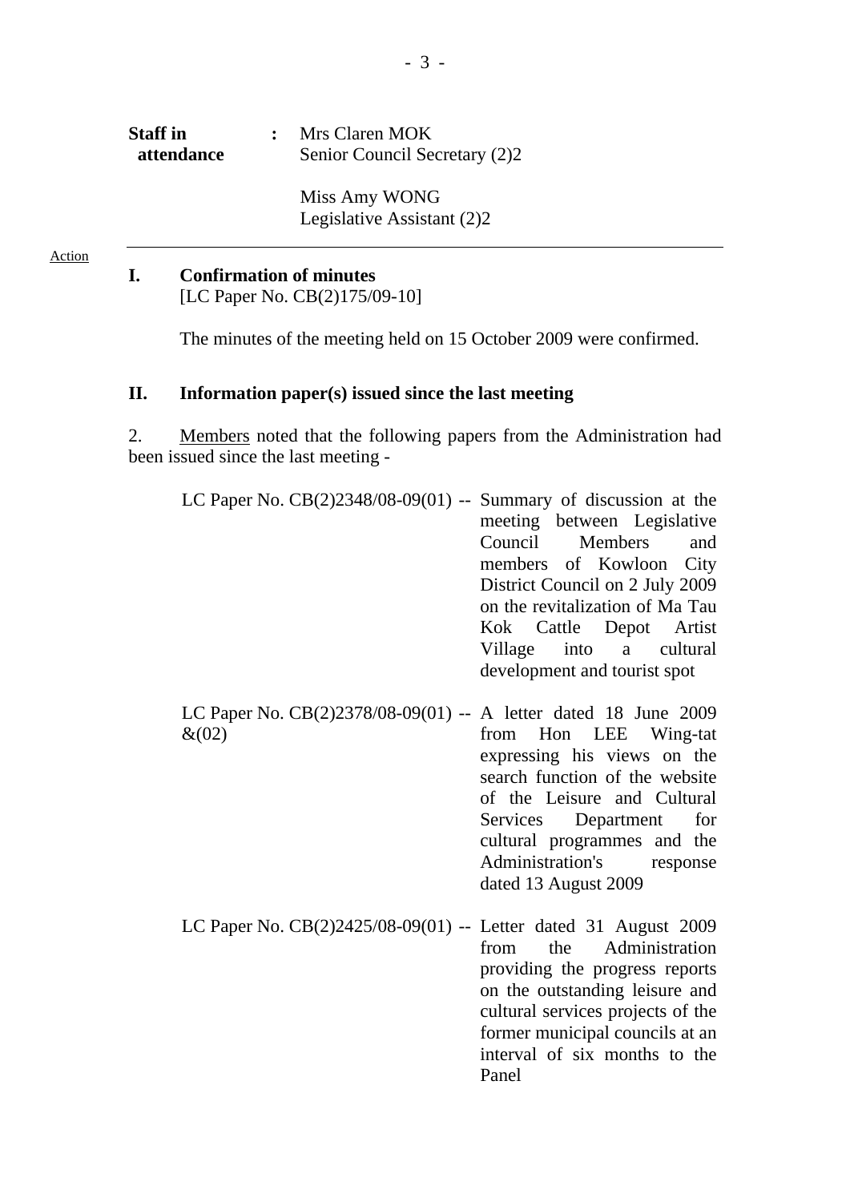**Staff in attendance** : Mrs Claren MOK
Senior Council Secretary (2)2

Miss Amy WONG
Legislative Assistant (2)2

---

Action

## I. Confirmation of minutes

[LC Paper No. CB(2)175/09-10]

The minutes of the meeting held on 15 October 2009 were confirmed.

## II. Information paper(s) issued since the last meeting

2. Members noted that the following papers from the Administration had been issued since the last meeting -

| | | |
|---|---|---|
| LC Paper No. CB(2)2348/08-09(01) | -- | Summary of discussion at the meeting between Legislative Council Members and members of Kowloon City District Council on 2 July 2009 on the revitalization of Ma Tau Kok Cattle Depot Artist Village into a cultural development and tourist spot |
| LC Paper No. CB(2)2378/08-09(01) &(02) | -- | A letter dated 18 June 2009 from Hon LEE Wing-tat expressing his views on the search function of the website of the Leisure and Cultural Services Department for cultural programmes and the Administration's response dated 13 August 2009 |
| LC Paper No. CB(2)2425/08-09(01) | -- | Letter dated 31 August 2009 from the Administration providing the progress reports on the outstanding leisure and cultural services projects of the former municipal councils at an interval of six months to the Panel |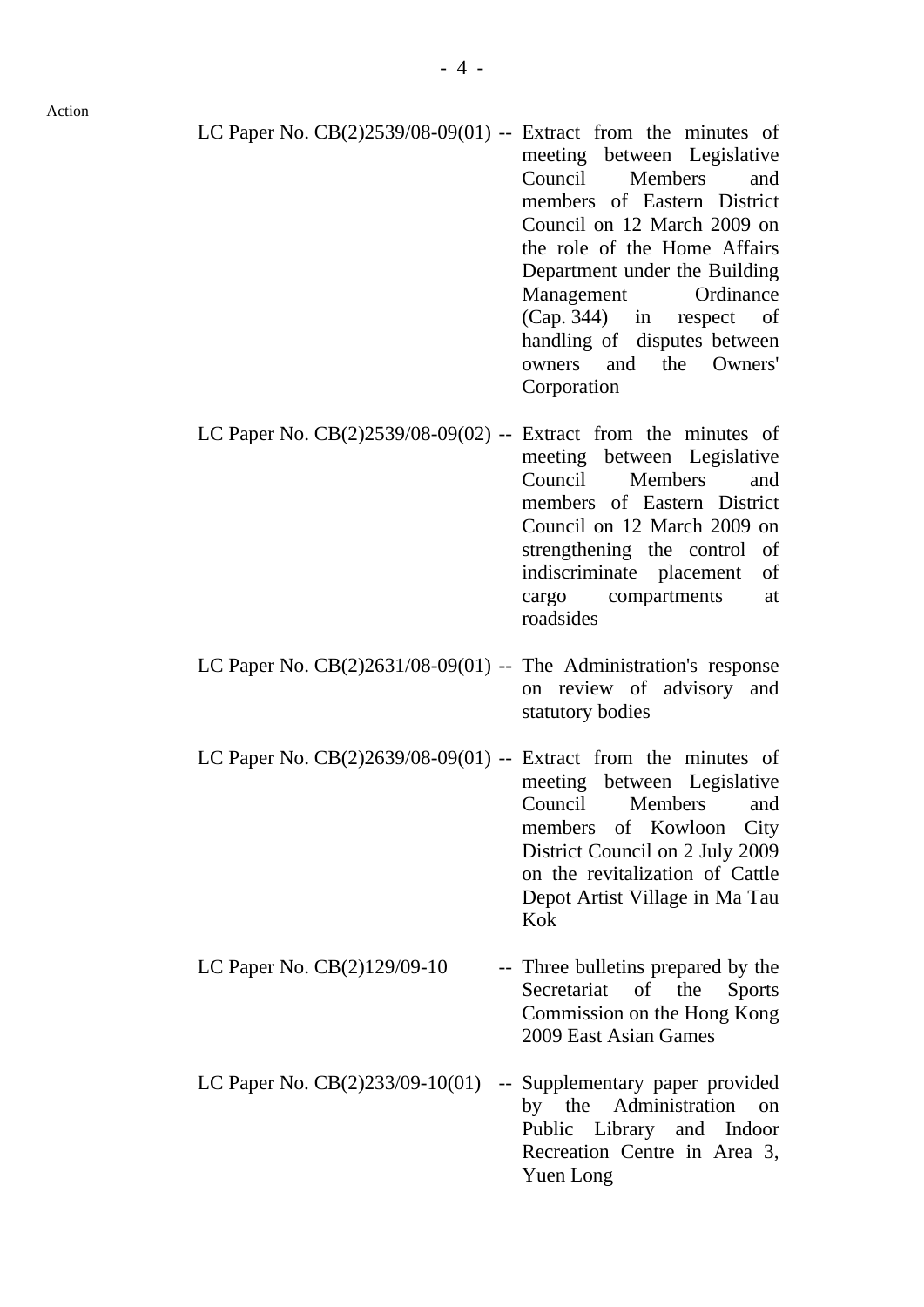Action

| | | |
|---|---|---|
| LC Paper No. CB(2)2539/08-09(01) | -- | Extract from the minutes of meeting between Legislative Council Members and members of Eastern District Council on 12 March 2009 on the role of the Home Affairs Department under the Building Management Ordinance (Cap. 344) in respect of handling of disputes between owners and the Owners' Corporation |
| LC Paper No. CB(2)2539/08-09(02) | -- | Extract from the minutes of meeting between Legislative Council Members and members of Eastern District Council on 12 March 2009 on strengthening the control of indiscriminate placement of cargo compartments at roadsides |
| LC Paper No. CB(2)2631/08-09(01) | -- | The Administration's response on review of advisory and statutory bodies |
| LC Paper No. CB(2)2639/08-09(01) | -- | Extract from the minutes of meeting between Legislative Council Members and members of Kowloon City District Council on 2 July 2009 on the revitalization of Cattle Depot Artist Village in Ma Tau Kok |
| LC Paper No. CB(2)129/09-10 | -- | Three bulletins prepared by the Secretariat of the Sports Commission on the Hong Kong 2009 East Asian Games |
| LC Paper No. CB(2)233/09-10(01) | -- | Supplementary paper provided by the Administration on Public Library and Indoor Recreation Centre in Area 3, Yuen Long |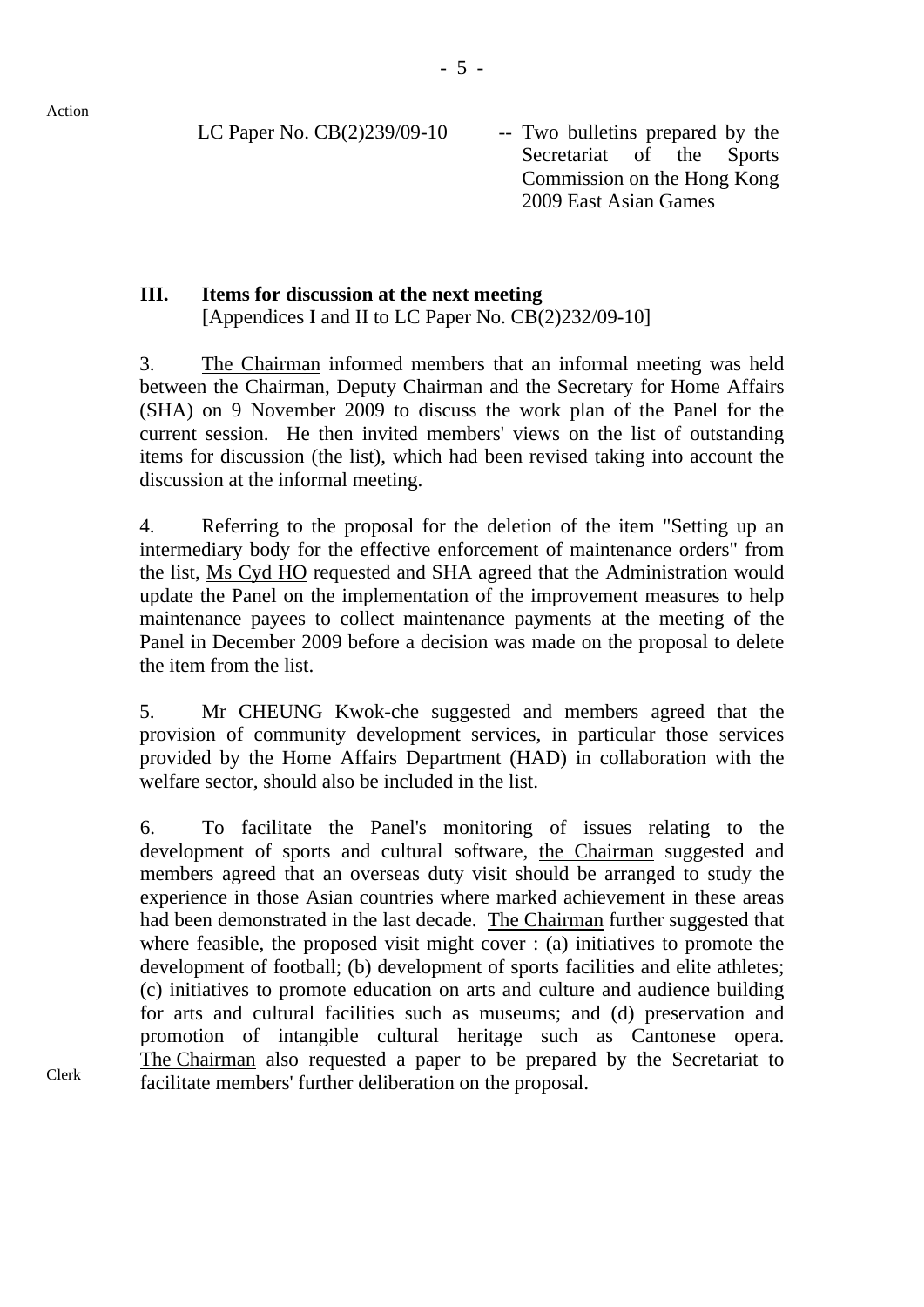Action

LC Paper No. CB(2)239/09-10 -- Two bulletins prepared by the Secretariat of the Sports Commission on the Hong Kong 2009 East Asian Games

**III. Items for discussion at the next meeting**
[Appendices I and II to LC Paper No. CB(2)232/09-10]

3. The Chairman informed members that an informal meeting was held between the Chairman, Deputy Chairman and the Secretary for Home Affairs (SHA) on 9 November 2009 to discuss the work plan of the Panel for the current session. He then invited members' views on the list of outstanding items for discussion (the list), which had been revised taking into account the discussion at the informal meeting.

4. Referring to the proposal for the deletion of the item "Setting up an intermediary body for the effective enforcement of maintenance orders" from the list, Ms Cyd HO requested and SHA agreed that the Administration would update the Panel on the implementation of the improvement measures to help maintenance payees to collect maintenance payments at the meeting of the Panel in December 2009 before a decision was made on the proposal to delete the item from the list.

5. Mr CHEUNG Kwok-che suggested and members agreed that the provision of community development services, in particular those services provided by the Home Affairs Department (HAD) in collaboration with the welfare sector, should also be included in the list.

6. To facilitate the Panel's monitoring of issues relating to the development of sports and cultural software, the Chairman suggested and members agreed that an overseas duty visit should be arranged to study the experience in those Asian countries where marked achievement in these areas had been demonstrated in the last decade. The Chairman further suggested that where feasible, the proposed visit might cover : (a) initiatives to promote the development of football; (b) development of sports facilities and elite athletes; (c) initiatives to promote education on arts and culture and audience building for arts and cultural facilities such as museums; and (d) preservation and promotion of intangible cultural heritage such as Cantonese opera. The Chairman also requested a paper to be prepared by the Secretariat to facilitate members' further deliberation on the proposal.

Clerk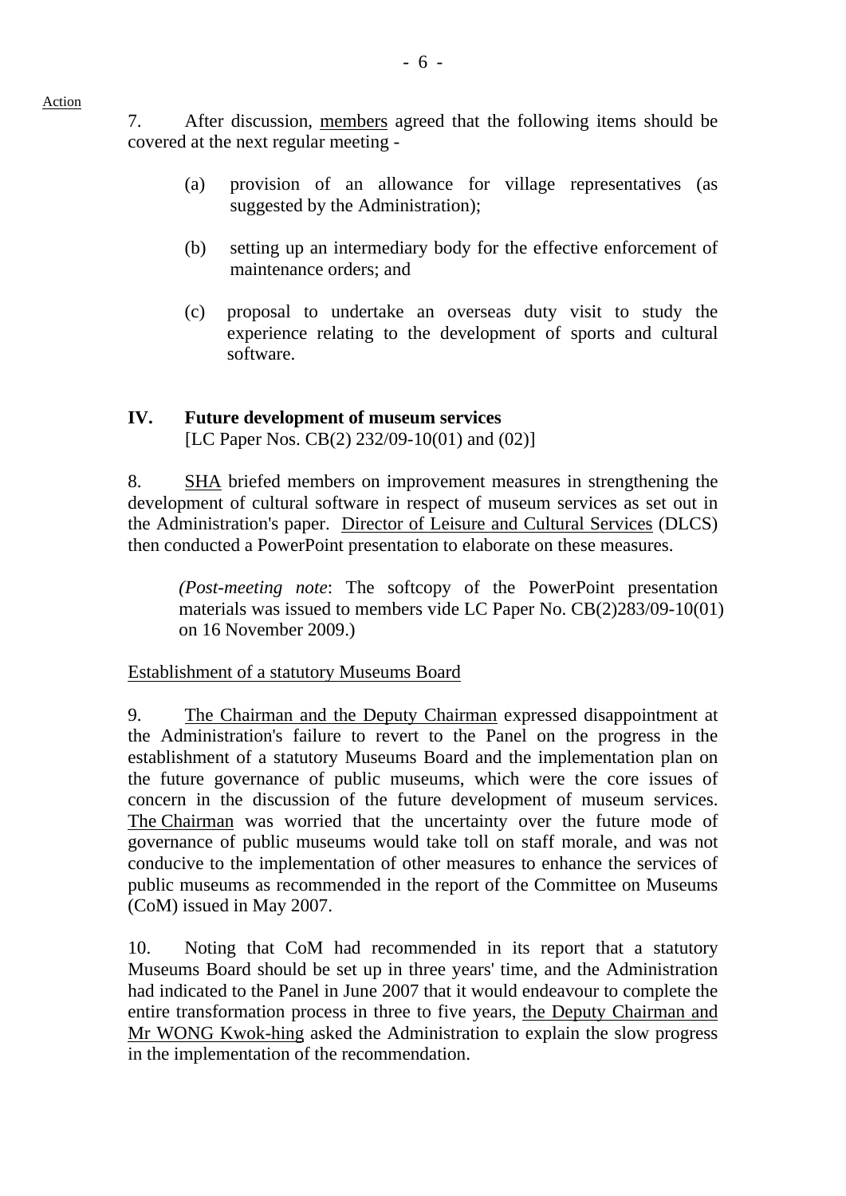Action

7. After discussion, members agreed that the following items should be covered at the next regular meeting -

(a) provision of an allowance for village representatives (as suggested by the Administration);

(b) setting up an intermediary body for the effective enforcement of maintenance orders; and

(c) proposal to undertake an overseas duty visit to study the experience relating to the development of sports and cultural software.

## IV. Future development of museum services

[LC Paper Nos. CB(2) 232/09-10(01) and (02)]

8. SHA briefed members on improvement measures in strengthening the development of cultural software in respect of museum services as set out in the Administration's paper. Director of Leisure and Cultural Services (DLCS) then conducted a PowerPoint presentation to elaborate on these measures.

*(Post-meeting note*: The softcopy of the PowerPoint presentation materials was issued to members vide LC Paper No. CB(2)283/09-10(01) on 16 November 2009.)

Establishment of a statutory Museums Board

9. The Chairman and the Deputy Chairman expressed disappointment at the Administration's failure to revert to the Panel on the progress in the establishment of a statutory Museums Board and the implementation plan on the future governance of public museums, which were the core issues of concern in the discussion of the future development of museum services. The Chairman was worried that the uncertainty over the future mode of governance of public museums would take toll on staff morale, and was not conducive to the implementation of other measures to enhance the services of public museums as recommended in the report of the Committee on Museums (CoM) issued in May 2007.

10. Noting that CoM had recommended in its report that a statutory Museums Board should be set up in three years' time, and the Administration had indicated to the Panel in June 2007 that it would endeavour to complete the entire transformation process in three to five years, the Deputy Chairman and Mr WONG Kwok-hing asked the Administration to explain the slow progress in the implementation of the recommendation.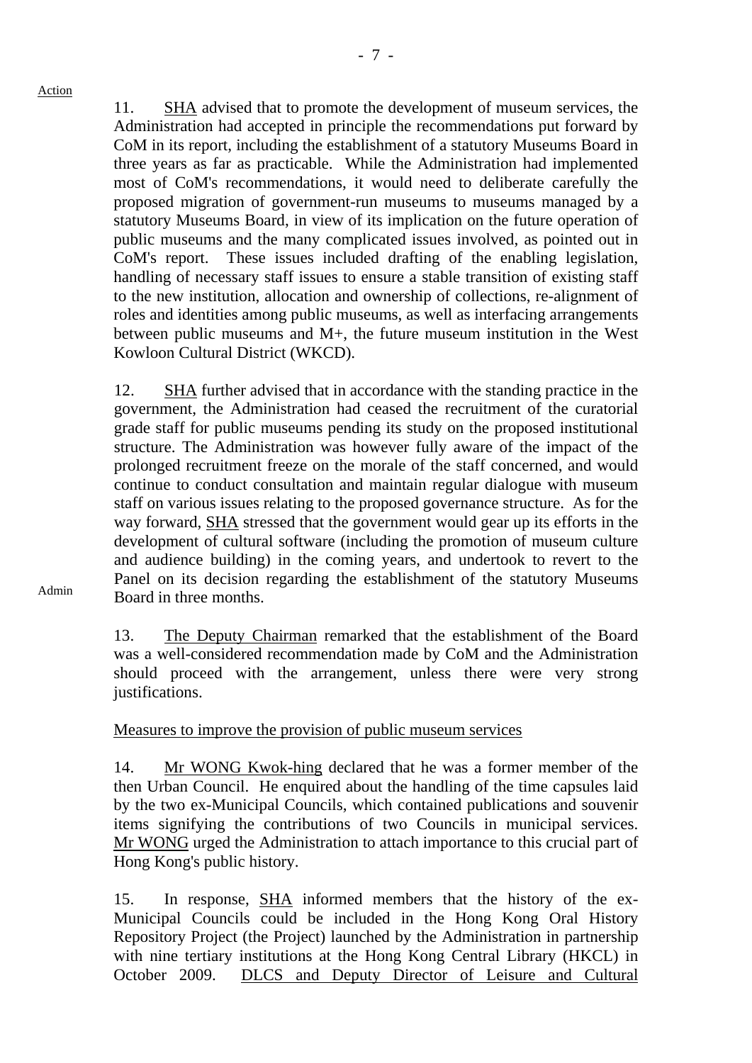Action

11. SHA advised that to promote the development of museum services, the Administration had accepted in principle the recommendations put forward by CoM in its report, including the establishment of a statutory Museums Board in three years as far as practicable. While the Administration had implemented most of CoM's recommendations, it would need to deliberate carefully the proposed migration of government-run museums to museums managed by a statutory Museums Board, in view of its implication on the future operation of public museums and the many complicated issues involved, as pointed out in CoM's report. These issues included drafting of the enabling legislation, handling of necessary staff issues to ensure a stable transition of existing staff to the new institution, allocation and ownership of collections, re-alignment of roles and identities among public museums, as well as interfacing arrangements between public museums and M+, the future museum institution in the West Kowloon Cultural District (WKCD).

12. SHA further advised that in accordance with the standing practice in the government, the Administration had ceased the recruitment of the curatorial grade staff for public museums pending its study on the proposed institutional structure. The Administration was however fully aware of the impact of the prolonged recruitment freeze on the morale of the staff concerned, and would continue to conduct consultation and maintain regular dialogue with museum staff on various issues relating to the proposed governance structure. As for the way forward, SHA stressed that the government would gear up its efforts in the development of cultural software (including the promotion of museum culture and audience building) in the coming years, and undertook to revert to the Panel on its decision regarding the establishment of the statutory Museums Board in three months.

Admin

13. The Deputy Chairman remarked that the establishment of the Board was a well-considered recommendation made by CoM and the Administration should proceed with the arrangement, unless there were very strong justifications.

Measures to improve the provision of public museum services

14. Mr WONG Kwok-hing declared that he was a former member of the then Urban Council. He enquired about the handling of the time capsules laid by the two ex-Municipal Councils, which contained publications and souvenir items signifying the contributions of two Councils in municipal services. Mr WONG urged the Administration to attach importance to this crucial part of Hong Kong's public history.

15. In response, SHA informed members that the history of the ex-Municipal Councils could be included in the Hong Kong Oral History Repository Project (the Project) launched by the Administration in partnership with nine tertiary institutions at the Hong Kong Central Library (HKCL) in October 2009. DLCS and Deputy Director of Leisure and Cultural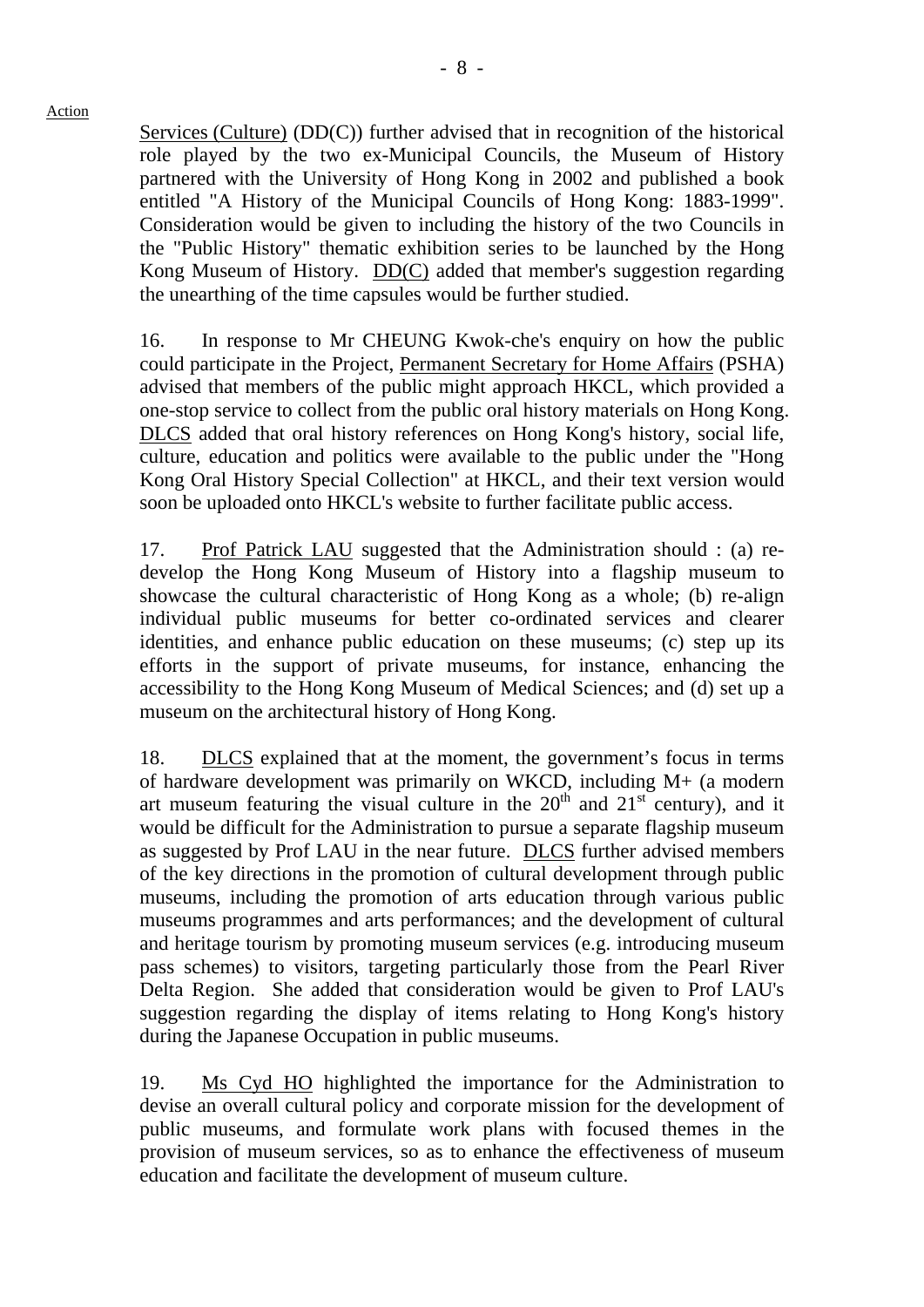Services (Culture) (DD(C)) further advised that in recognition of the historical role played by the two ex-Municipal Councils, the Museum of History partnered with the University of Hong Kong in 2002 and published a book entitled "A History of the Municipal Councils of Hong Kong: 1883-1999". Consideration would be given to including the history of the two Councils in the "Public History" thematic exhibition series to be launched by the Hong Kong Museum of History. DD(C) added that member's suggestion regarding the unearthing of the time capsules would be further studied.

16. In response to Mr CHEUNG Kwok-che's enquiry on how the public could participate in the Project, Permanent Secretary for Home Affairs (PSHA) advised that members of the public might approach HKCL, which provided a one-stop service to collect from the public oral history materials on Hong Kong. DLCS added that oral history references on Hong Kong's history, social life, culture, education and politics were available to the public under the "Hong Kong Oral History Special Collection" at HKCL, and their text version would soon be uploaded onto HKCL's website to further facilitate public access.

17. Prof Patrick LAU suggested that the Administration should : (a) re-develop the Hong Kong Museum of History into a flagship museum to showcase the cultural characteristic of Hong Kong as a whole; (b) re-align individual public museums for better co-ordinated services and clearer identities, and enhance public education on these museums; (c) step up its efforts in the support of private museums, for instance, enhancing the accessibility to the Hong Kong Museum of Medical Sciences; and (d) set up a museum on the architectural history of Hong Kong.

18. DLCS explained that at the moment, the government's focus in terms of hardware development was primarily on WKCD, including M+ (a modern art museum featuring the visual culture in the 20th and 21st century), and it would be difficult for the Administration to pursue a separate flagship museum as suggested by Prof LAU in the near future. DLCS further advised members of the key directions in the promotion of cultural development through public museums, including the promotion of arts education through various public museums programmes and arts performances; and the development of cultural and heritage tourism by promoting museum services (e.g. introducing museum pass schemes) to visitors, targeting particularly those from the Pearl River Delta Region. She added that consideration would be given to Prof LAU's suggestion regarding the display of items relating to Hong Kong's history during the Japanese Occupation in public museums.

19. Ms Cyd HO highlighted the importance for the Administration to devise an overall cultural policy and corporate mission for the development of public museums, and formulate work plans with focused themes in the provision of museum services, so as to enhance the effectiveness of museum education and facilitate the development of museum culture.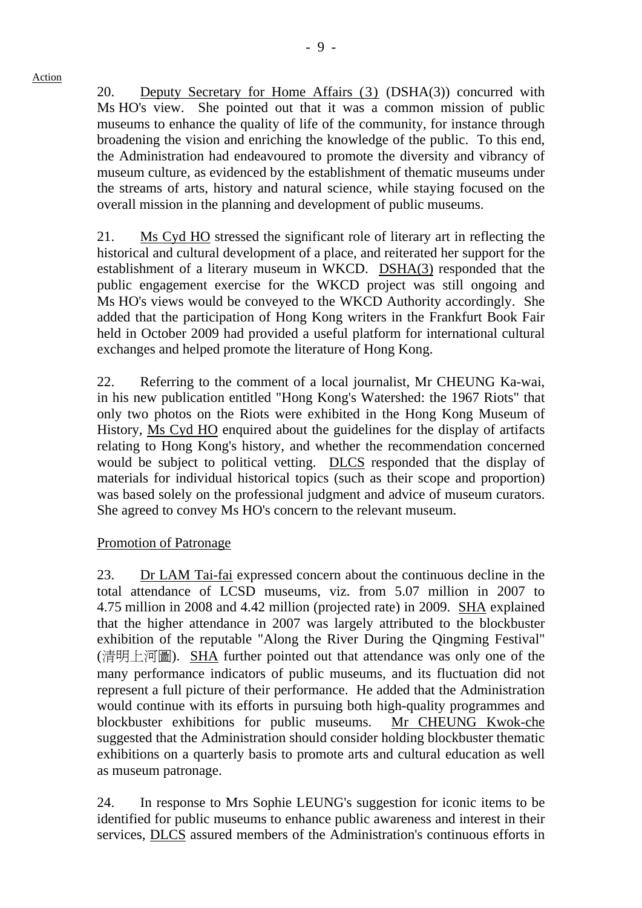Action

20. Deputy Secretary for Home Affairs (3) (DSHA(3)) concurred with Ms HO's view. She pointed out that it was a common mission of public museums to enhance the quality of life of the community, for instance through broadening the vision and enriching the knowledge of the public. To this end, the Administration had endeavoured to promote the diversity and vibrancy of museum culture, as evidenced by the establishment of thematic museums under the streams of arts, history and natural science, while staying focused on the overall mission in the planning and development of public museums.

21. Ms Cyd HO stressed the significant role of literary art in reflecting the historical and cultural development of a place, and reiterated her support for the establishment of a literary museum in WKCD. DSHA(3) responded that the public engagement exercise for the WKCD project was still ongoing and Ms HO's views would be conveyed to the WKCD Authority accordingly. She added that the participation of Hong Kong writers in the Frankfurt Book Fair held in October 2009 had provided a useful platform for international cultural exchanges and helped promote the literature of Hong Kong.

22. Referring to the comment of a local journalist, Mr CHEUNG Ka-wai, in his new publication entitled "Hong Kong's Watershed: the 1967 Riots" that only two photos on the Riots were exhibited in the Hong Kong Museum of History, Ms Cyd HO enquired about the guidelines for the display of artifacts relating to Hong Kong's history, and whether the recommendation concerned would be subject to political vetting. DLCS responded that the display of materials for individual historical topics (such as their scope and proportion) was based solely on the professional judgment and advice of museum curators. She agreed to convey Ms HO's concern to the relevant museum.

Promotion of Patronage

23. Dr LAM Tai-fai expressed concern about the continuous decline in the total attendance of LCSD museums, viz. from 5.07 million in 2007 to 4.75 million in 2008 and 4.42 million (projected rate) in 2009. SHA explained that the higher attendance in 2007 was largely attributed to the blockbuster exhibition of the reputable "Along the River During the Qingming Festival" (清明上河圖). SHA further pointed out that attendance was only one of the many performance indicators of public museums, and its fluctuation did not represent a full picture of their performance. He added that the Administration would continue with its efforts in pursuing both high-quality programmes and blockbuster exhibitions for public museums. Mr CHEUNG Kwok-che suggested that the Administration should consider holding blockbuster thematic exhibitions on a quarterly basis to promote arts and cultural education as well as museum patronage.

24. In response to Mrs Sophie LEUNG's suggestion for iconic items to be identified for public museums to enhance public awareness and interest in their services, DLCS assured members of the Administration's continuous efforts in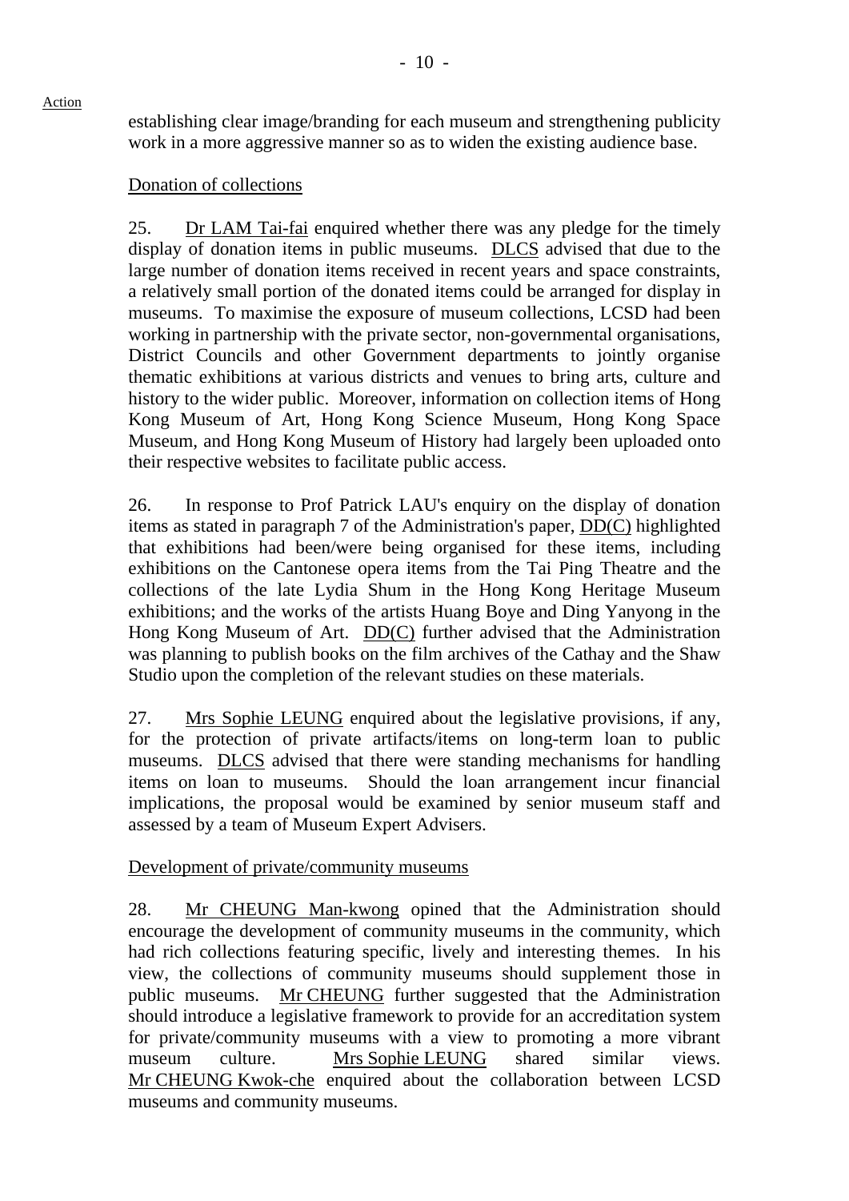establishing clear image/branding for each museum and strengthening publicity work in a more aggressive manner so as to widen the existing audience base.

Donation of collections

25. Dr LAM Tai-fai enquired whether there was any pledge for the timely display of donation items in public museums. DLCS advised that due to the large number of donation items received in recent years and space constraints, a relatively small portion of the donated items could be arranged for display in museums. To maximise the exposure of museum collections, LCSD had been working in partnership with the private sector, non-governmental organisations, District Councils and other Government departments to jointly organise thematic exhibitions at various districts and venues to bring arts, culture and history to the wider public. Moreover, information on collection items of Hong Kong Museum of Art, Hong Kong Science Museum, Hong Kong Space Museum, and Hong Kong Museum of History had largely been uploaded onto their respective websites to facilitate public access.

26. In response to Prof Patrick LAU's enquiry on the display of donation items as stated in paragraph 7 of the Administration's paper, DD(C) highlighted that exhibitions had been/were being organised for these items, including exhibitions on the Cantonese opera items from the Tai Ping Theatre and the collections of the late Lydia Shum in the Hong Kong Heritage Museum exhibitions; and the works of the artists Huang Boye and Ding Yanyong in the Hong Kong Museum of Art. DD(C) further advised that the Administration was planning to publish books on the film archives of the Cathay and the Shaw Studio upon the completion of the relevant studies on these materials.

27. Mrs Sophie LEUNG enquired about the legislative provisions, if any, for the protection of private artifacts/items on long-term loan to public museums. DLCS advised that there were standing mechanisms for handling items on loan to museums. Should the loan arrangement incur financial implications, the proposal would be examined by senior museum staff and assessed by a team of Museum Expert Advisers.

Development of private/community museums

28. Mr CHEUNG Man-kwong opined that the Administration should encourage the development of community museums in the community, which had rich collections featuring specific, lively and interesting themes. In his view, the collections of community museums should supplement those in public museums. Mr CHEUNG further suggested that the Administration should introduce a legislative framework to provide for an accreditation system for private/community museums with a view to promoting a more vibrant museum culture. Mrs Sophie LEUNG shared similar views. Mr CHEUNG Kwok-che enquired about the collaboration between LCSD museums and community museums.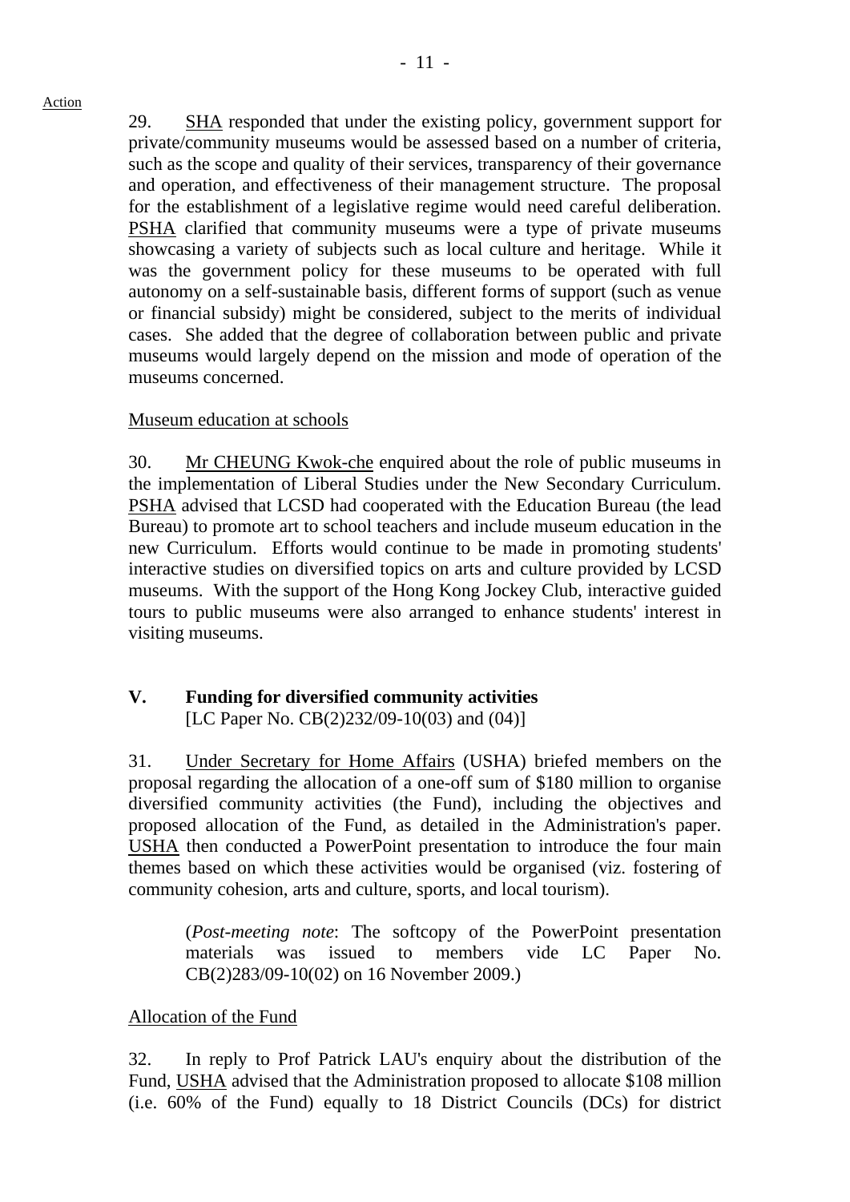Action

29. SHA responded that under the existing policy, government support for private/community museums would be assessed based on a number of criteria, such as the scope and quality of their services, transparency of their governance and operation, and effectiveness of their management structure. The proposal for the establishment of a legislative regime would need careful deliberation. PSHA clarified that community museums were a type of private museums showcasing a variety of subjects such as local culture and heritage. While it was the government policy for these museums to be operated with full autonomy on a self-sustainable basis, different forms of support (such as venue or financial subsidy) might be considered, subject to the merits of individual cases. She added that the degree of collaboration between public and private museums would largely depend on the mission and mode of operation of the museums concerned.

Museum education at schools

30. Mr CHEUNG Kwok-che enquired about the role of public museums in the implementation of Liberal Studies under the New Secondary Curriculum. PSHA advised that LCSD had cooperated with the Education Bureau (the lead Bureau) to promote art to school teachers and include museum education in the new Curriculum. Efforts would continue to be made in promoting students' interactive studies on diversified topics on arts and culture provided by LCSD museums. With the support of the Hong Kong Jockey Club, interactive guided tours to public museums were also arranged to enhance students' interest in visiting museums.

## V. Funding for diversified community activities

[LC Paper No. CB(2)232/09-10(03) and (04)]

31. Under Secretary for Home Affairs (USHA) briefed members on the proposal regarding the allocation of a one-off sum of $180 million to organise diversified community activities (the Fund), including the objectives and proposed allocation of the Fund, as detailed in the Administration's paper. USHA then conducted a PowerPoint presentation to introduce the four main themes based on which these activities would be organised (viz. fostering of community cohesion, arts and culture, sports, and local tourism).

> (*Post-meeting note*: The softcopy of the PowerPoint presentation materials was issued to members vide LC Paper No. CB(2)283/09-10(02) on 16 November 2009.)

Allocation of the Fund

32. In reply to Prof Patrick LAU's enquiry about the distribution of the Fund, USHA advised that the Administration proposed to allocate $108 million (i.e. 60% of the Fund) equally to 18 District Councils (DCs) for district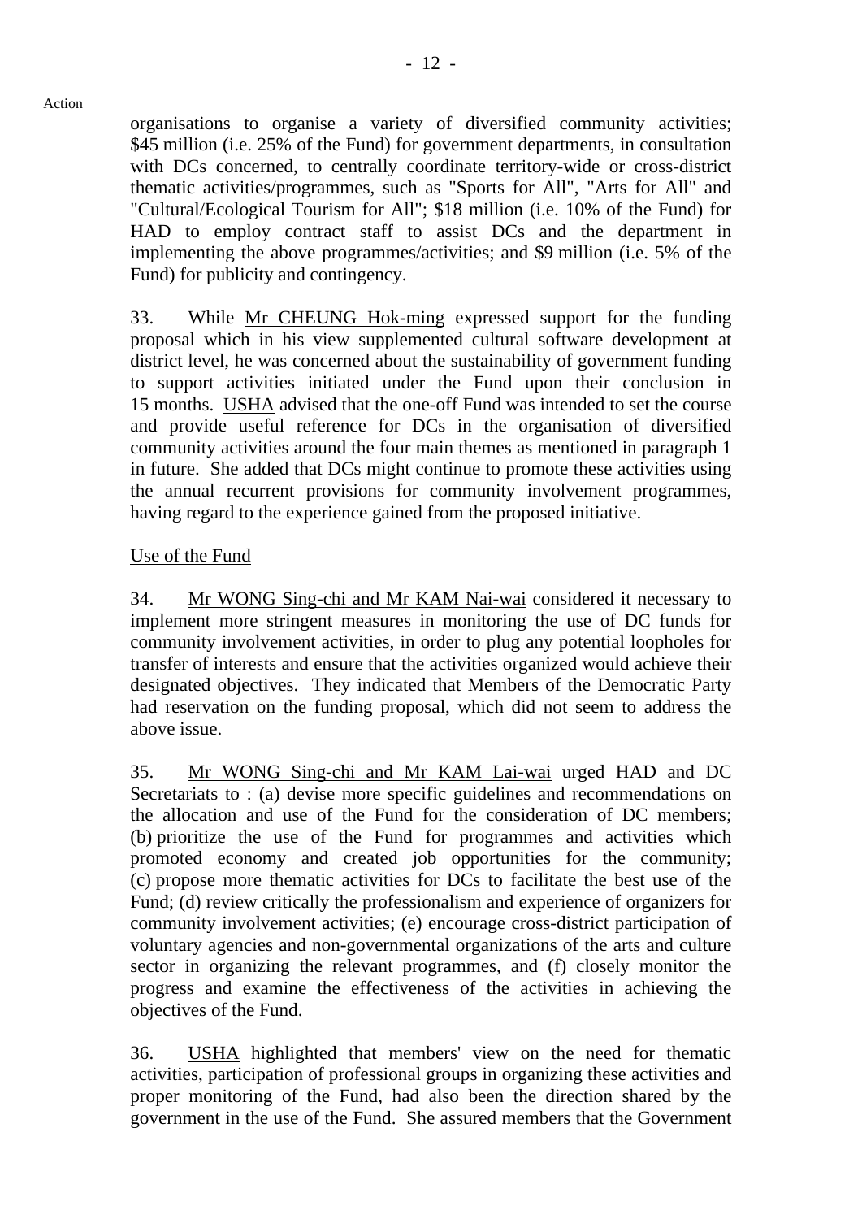Action

organisations to organise a variety of diversified community activities; $45 million (i.e. 25% of the Fund) for government departments, in consultation with DCs concerned, to centrally coordinate territory-wide or cross-district thematic activities/programmes, such as "Sports for All", "Arts for All" and "Cultural/Ecological Tourism for All"; $18 million (i.e. 10% of the Fund) for HAD to employ contract staff to assist DCs and the department in implementing the above programmes/activities; and $9 million (i.e. 5% of the Fund) for publicity and contingency.

33. While Mr CHEUNG Hok-ming expressed support for the funding proposal which in his view supplemented cultural software development at district level, he was concerned about the sustainability of government funding to support activities initiated under the Fund upon their conclusion in 15 months. USHA advised that the one-off Fund was intended to set the course and provide useful reference for DCs in the organisation of diversified community activities around the four main themes as mentioned in paragraph 1 in future. She added that DCs might continue to promote these activities using the annual recurrent provisions for community involvement programmes, having regard to the experience gained from the proposed initiative.

Use of the Fund

34. Mr WONG Sing-chi and Mr KAM Nai-wai considered it necessary to implement more stringent measures in monitoring the use of DC funds for community involvement activities, in order to plug any potential loopholes for transfer of interests and ensure that the activities organized would achieve their designated objectives. They indicated that Members of the Democratic Party had reservation on the funding proposal, which did not seem to address the above issue.

35. Mr WONG Sing-chi and Mr KAM Lai-wai urged HAD and DC Secretariats to : (a) devise more specific guidelines and recommendations on the allocation and use of the Fund for the consideration of DC members; (b) prioritize the use of the Fund for programmes and activities which promoted economy and created job opportunities for the community; (c) propose more thematic activities for DCs to facilitate the best use of the Fund; (d) review critically the professionalism and experience of organizers for community involvement activities; (e) encourage cross-district participation of voluntary agencies and non-governmental organizations of the arts and culture sector in organizing the relevant programmes, and (f) closely monitor the progress and examine the effectiveness of the activities in achieving the objectives of the Fund.

36. USHA highlighted that members' view on the need for thematic activities, participation of professional groups in organizing these activities and proper monitoring of the Fund, had also been the direction shared by the government in the use of the Fund. She assured members that the Government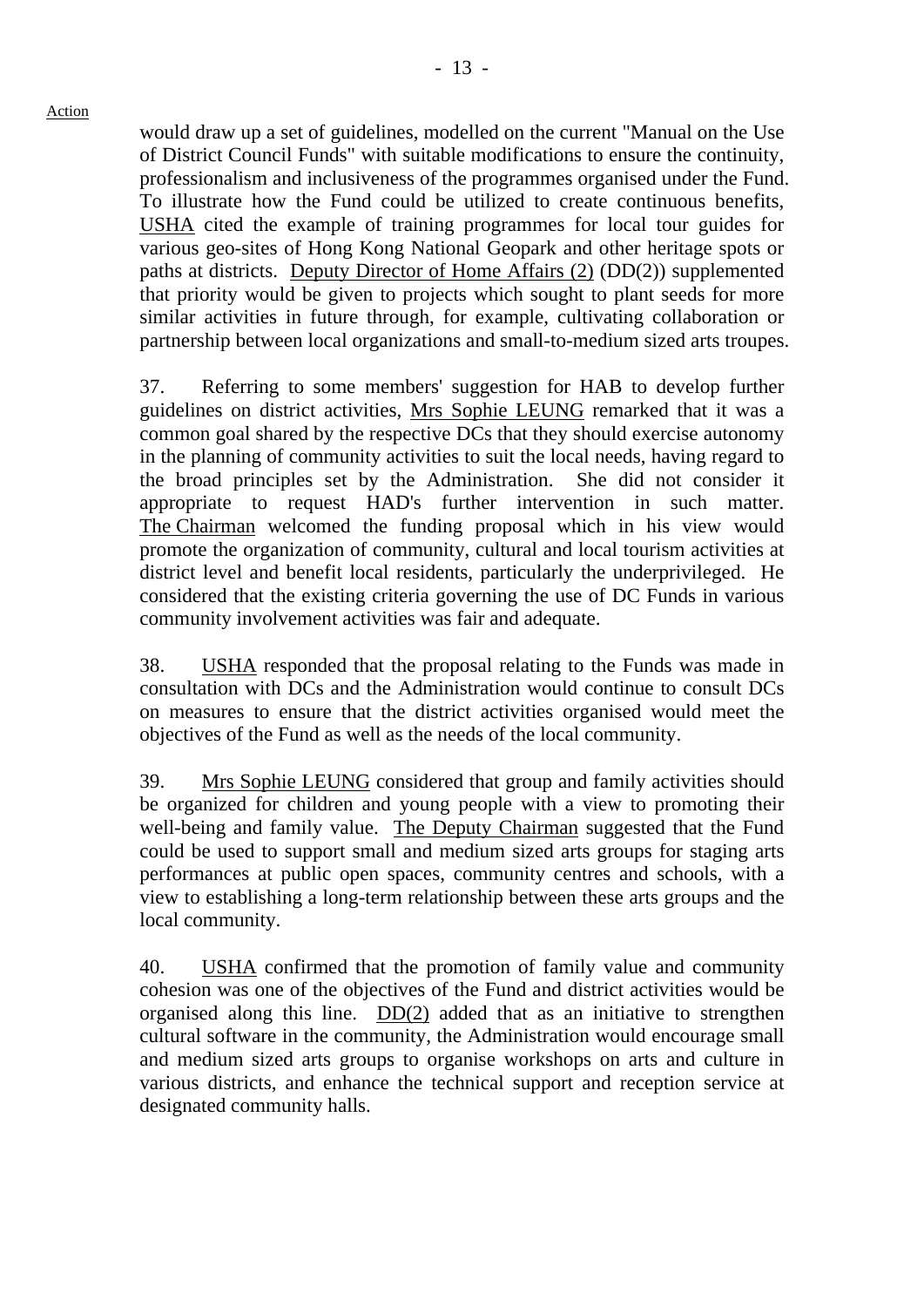Action

would draw up a set of guidelines, modelled on the current "Manual on the Use of District Council Funds" with suitable modifications to ensure the continuity, professionalism and inclusiveness of the programmes organised under the Fund. To illustrate how the Fund could be utilized to create continuous benefits, USHA cited the example of training programmes for local tour guides for various geo-sites of Hong Kong National Geopark and other heritage spots or paths at districts. Deputy Director of Home Affairs (2) (DD(2)) supplemented that priority would be given to projects which sought to plant seeds for more similar activities in future through, for example, cultivating collaboration or partnership between local organizations and small-to-medium sized arts troupes.

37. Referring to some members' suggestion for HAB to develop further guidelines on district activities, Mrs Sophie LEUNG remarked that it was a common goal shared by the respective DCs that they should exercise autonomy in the planning of community activities to suit the local needs, having regard to the broad principles set by the Administration. She did not consider it appropriate to request HAD's further intervention in such matter. The Chairman welcomed the funding proposal which in his view would promote the organization of community, cultural and local tourism activities at district level and benefit local residents, particularly the underprivileged. He considered that the existing criteria governing the use of DC Funds in various community involvement activities was fair and adequate.

38. USHA responded that the proposal relating to the Funds was made in consultation with DCs and the Administration would continue to consult DCs on measures to ensure that the district activities organised would meet the objectives of the Fund as well as the needs of the local community.

39. Mrs Sophie LEUNG considered that group and family activities should be organized for children and young people with a view to promoting their well-being and family value. The Deputy Chairman suggested that the Fund could be used to support small and medium sized arts groups for staging arts performances at public open spaces, community centres and schools, with a view to establishing a long-term relationship between these arts groups and the local community.

40. USHA confirmed that the promotion of family value and community cohesion was one of the objectives of the Fund and district activities would be organised along this line. DD(2) added that as an initiative to strengthen cultural software in the community, the Administration would encourage small and medium sized arts groups to organise workshops on arts and culture in various districts, and enhance the technical support and reception service at designated community halls.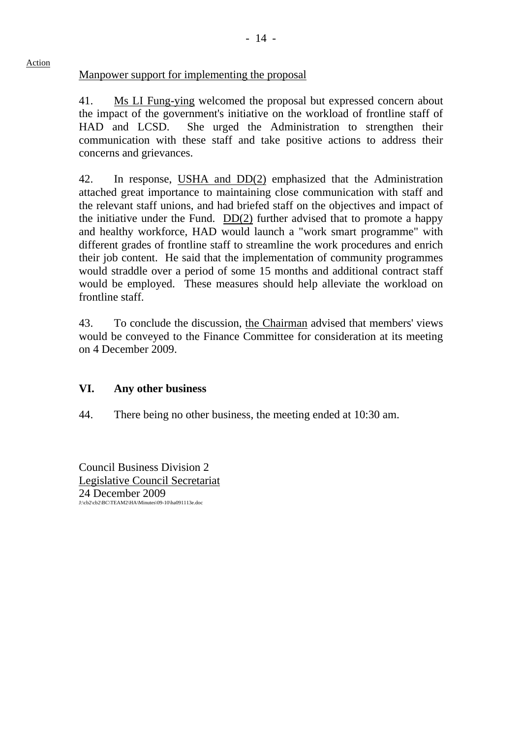Action

Manpower support for implementing the proposal

41. Ms LI Fung-ying welcomed the proposal but expressed concern about the impact of the government's initiative on the workload of frontline staff of HAD and LCSD. She urged the Administration to strengthen their communication with these staff and take positive actions to address their concerns and grievances.

42. In response, USHA and DD(2) emphasized that the Administration attached great importance to maintaining close communication with staff and the relevant staff unions, and had briefed staff on the objectives and impact of the initiative under the Fund. DD(2) further advised that to promote a happy and healthy workforce, HAD would launch a "work smart programme" with different grades of frontline staff to streamline the work procedures and enrich their job content. He said that the implementation of community programmes would straddle over a period of some 15 months and additional contract staff would be employed. These measures should help alleviate the workload on frontline staff.

43. To conclude the discussion, the Chairman advised that members' views would be conveyed to the Finance Committee for consideration at its meeting on 4 December 2009.

## VI. Any other business

44. There being no other business, the meeting ended at 10:30 am.

Council Business Division 2
Legislative Council Secretariat
24 December 2009
J:\cb2\cb2\BC\TEAM2\HA\Minutes\09-10\ha091113e.doc